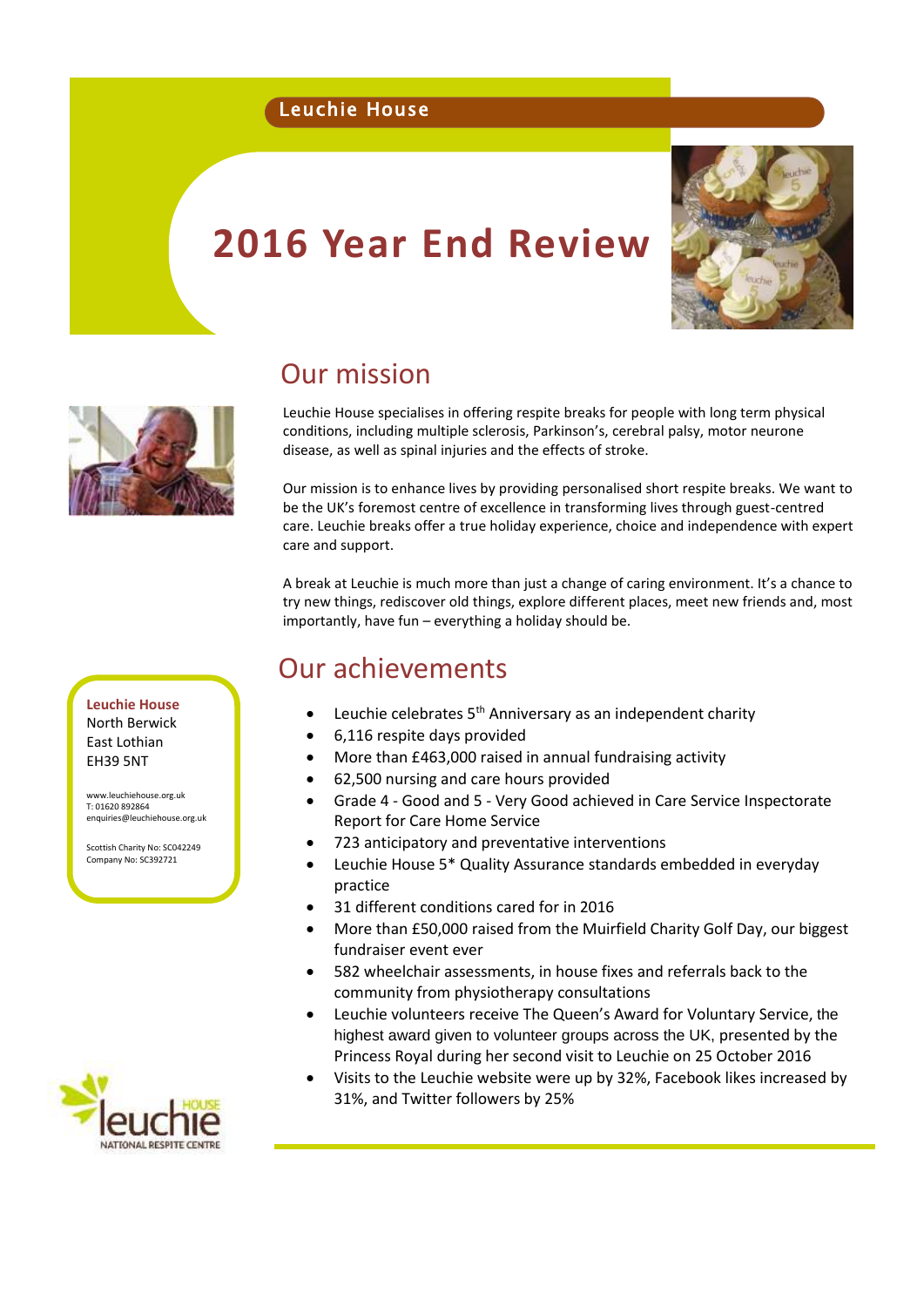Leuchie House

# 2016 Year End Review

## Our mission

Leuchie House specialises in offering respite breaks for people with long term physical conditions, including multiple sclerosis, Parkinson's, cerebral palsy, motor neurone disease, as well as spinal injuries and the effects of stroke.

Our mission is to enhance lives by providing personalised short respite breaks. We want to be the UK's foremost centre of excellence in transforming lives through guest-centred care. Leuchie breaks offer a true holiday experience, choice and independence with expert care and support.

A break at Leuchie is much more than just a change of caring environment. It's a chance to try new things, rediscover old things, explore different places, meet new friends and, most importantly, have fun – everything a holiday should be.

**Leuchie House**
North Berwick
East Lothian
EH39 5NT

www.leuchiehouse.org.uk
T: 01620 892864
enquiries@leuchiehouse.org.uk

Scottish Charity No: SC042249
Company No: SC392721

## Our achievements

- Leuchie celebrates 5th Anniversary as an independent charity
- 6,116 respite days provided
- More than £463,000 raised in annual fundraising activity
- 62,500 nursing and care hours provided
- Grade 4 - Good and 5 - Very Good achieved in Care Service Inspectorate Report for Care Home Service
- 723 anticipatory and preventative interventions
- Leuchie House 5* Quality Assurance standards embedded in everyday practice
- 31 different conditions cared for in 2016
- More than £50,000 raised from the Muirfield Charity Golf Day, our biggest fundraiser event ever
- 582 wheelchair assessments, in house fixes and referrals back to the community from physiotherapy consultations
- Leuchie volunteers receive The Queen's Award for Voluntary Service, the highest award given to volunteer groups across the UK, presented by the Princess Royal during her second visit to Leuchie on 25 October 2016
- Visits to the Leuchie website were up by 32%, Facebook likes increased by 31%, and Twitter followers by 25%

leuchie HOUSE
NATIONAL RESPITE CENTRE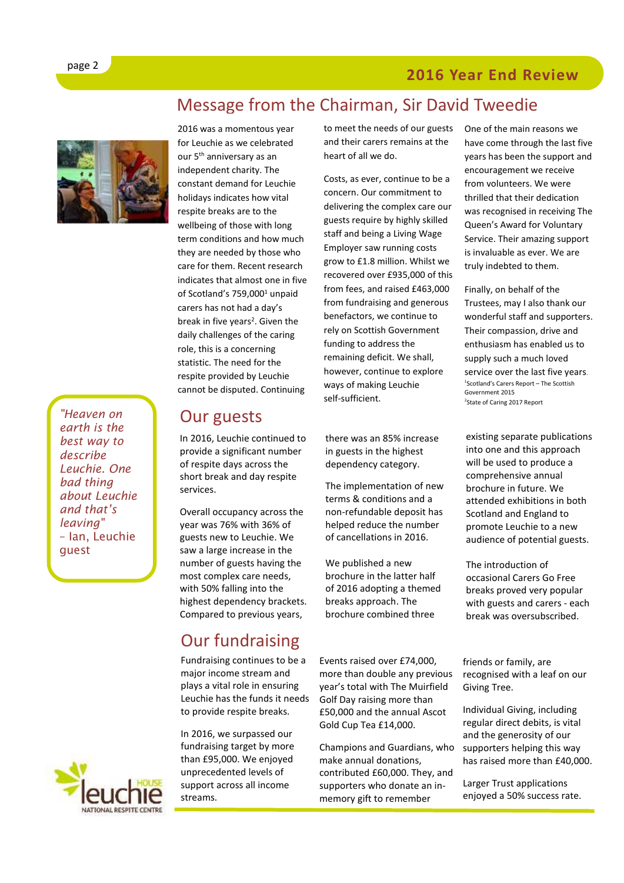## Message from the Chairman, Sir David Tweedie

2016 was a momentous year for Leuchie as we celebrated our 5th anniversary as an independent charity. The constant demand for Leuchie holidays indicates how vital respite breaks are to the wellbeing of those with long term conditions and how much they are needed by those who care for them. Recent research indicates that almost one in five of Scotland's 759,000[1] unpaid carers has not had a day's break in five years[2]. Given the daily challenges of the caring role, this is a concerning statistic. The need for the respite provided by Leuchie cannot be disputed. Continuing to meet the needs of our guests and their carers remains at the heart of all we do.

Costs, as ever, continue to be a concern. Our commitment to delivering the complex care our guests require by highly skilled staff and being a Living Wage Employer saw running costs grow to £1.8 million. Whilst we recovered over £935,000 of this from fees, and raised £463,000 from fundraising and generous benefactors, we continue to rely on Scottish Government funding to address the remaining deficit. We shall, however, continue to explore ways of making Leuchie self-sufficient.

One of the main reasons we have come through the last five years has been the support and encouragement we receive from volunteers. We were thrilled that their dedication was recognised in receiving The Queen's Award for Voluntary Service. Their amazing support is invaluable as ever. We are truly indebted to them.

Finally, on behalf of the Trustees, may I also thank our wonderful staff and supporters. Their compassion, drive and enthusiasm has enabled us to supply such a much loved service over the last five years.

[1] Scotland's Carers Report – The Scottish Government 2015
[2] State of Caring 2017 Report

> *"Heaven on earth is the best way to describe Leuchie. One bad thing about Leuchie and that's leaving"*
> – Ian, Leuchie guest

## Our guests

In 2016, Leuchie continued to provide a significant number of respite days across the short break and day respite services.

Overall occupancy across the year was 76% with 36% of guests new to Leuchie. We saw a large increase in the number of guests having the most complex care needs, with 50% falling into the highest dependency brackets. Compared to previous years, there was an 85% increase in guests in the highest dependency category.

The implementation of new terms & conditions and a non-refundable deposit has helped reduce the number of cancellations in 2016.

We published a new brochure in the latter half of 2016 adopting a themed breaks approach. The brochure combined three existing separate publications into one and this approach will be used to produce a comprehensive annual brochure in future. We attended exhibitions in both Scotland and England to promote Leuchie to a new audience of potential guests.

The introduction of occasional Carers Go Free breaks proved very popular with guests and carers - each break was oversubscribed.

## Our fundraising

Fundraising continues to be a major income stream and plays a vital role in ensuring Leuchie has the funds it needs to provide respite breaks.

In 2016, we surpassed our fundraising target by more than £95,000. We enjoyed unprecedented levels of support across all income streams.

Events raised over £74,000, more than double any previous year's total with The Muirfield Golf Day raising more than £50,000 and the annual Ascot Gold Cup Tea £14,000.

Champions and Guardians, who make annual donations, contributed £60,000. They, and supporters who donate an in-memory gift to remember friends or family, are recognised with a leaf on our Giving Tree.

Individual Giving, including regular direct debits, is vital and the generosity of our supporters helping this way has raised more than £40,000.

Larger Trust applications enjoyed a 50% success rate.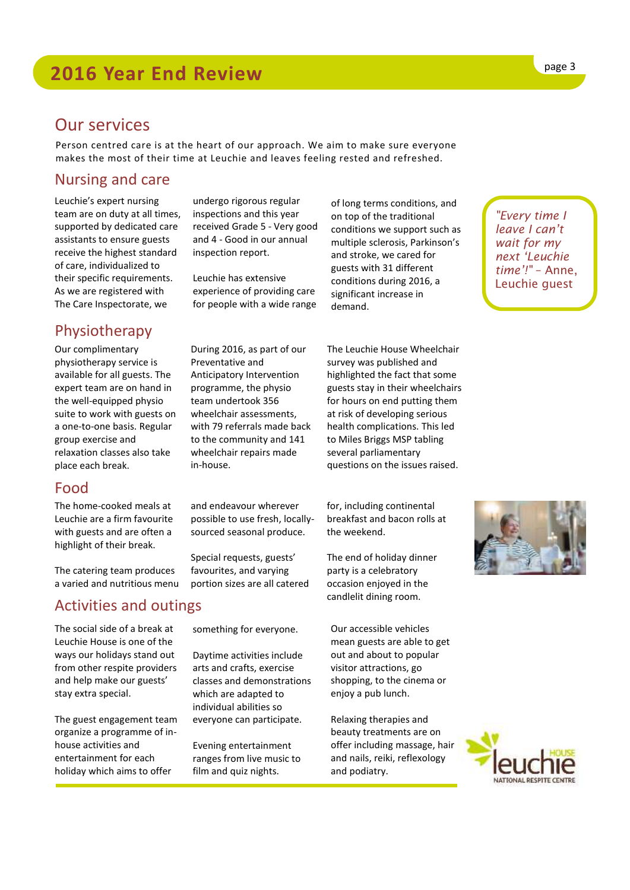# 2016 Year End Review

## Our services

Person centred care is at the heart of our approach. We aim to make sure everyone makes the most of their time at Leuchie and leaves feeling rested and refreshed.

### Nursing and care

Leuchie's expert nursing team are on duty at all times, supported by dedicated care assistants to ensure guests receive the highest standard of care, individualized to their specific requirements. As we are registered with The Care Inspectorate, we undergo rigorous regular inspections and this year received Grade 5 - Very good and 4 - Good in our annual inspection report.

Leuchie has extensive experience of providing care for people with a wide range of long terms conditions, and on top of the traditional conditions we support such as multiple sclerosis, Parkinson's and stroke, we cared for guests with 31 different conditions during 2016, a significant increase in demand.

> *"Every time I leave I can't wait for my next 'Leuchie time'!"* – Anne, Leuchie guest

### Physiotherapy

Our complimentary physiotherapy service is available for all guests. The expert team are on hand in the well-equipped physio suite to work with guests on a one-to-one basis. Regular group exercise and relaxation classes also take place each break.

During 2016, as part of our Preventative and Anticipatory Intervention programme, the physio team undertook 356 wheelchair assessments, with 79 referrals made back to the community and 141 wheelchair repairs made in-house.

The Leuchie House Wheelchair survey was published and highlighted the fact that some guests stay in their wheelchairs for hours on end putting them at risk of developing serious health complications. This led to Miles Briggs MSP tabling several parliamentary questions on the issues raised.

### Food

The home-cooked meals at Leuchie are a firm favourite with guests and are often a highlight of their break.

The catering team produces a varied and nutritious menu and endeavour wherever possible to use fresh, locally-sourced seasonal produce.

Special requests, guests' favourites, and varying portion sizes are all catered for, including continental breakfast and bacon rolls at the weekend.

The end of holiday dinner party is a celebratory occasion enjoyed in the candlelit dining room.

### Activities and outings

The social side of a break at Leuchie House is one of the ways our holidays stand out from other respite providers and help make our guests' stay extra special.

The guest engagement team organize a programme of in-house activities and entertainment for each holiday which aims to offer something for everyone.

Daytime activities include arts and crafts, exercise classes and demonstrations which are adapted to individual abilities so everyone can participate.

Evening entertainment ranges from live music to film and quiz nights.

Our accessible vehicles mean guests are able to get out and about to popular visitor attractions, go shopping, to the cinema or enjoy a pub lunch.

Relaxing therapies and beauty treatments are on offer including massage, hair and nails, reiki, reflexology and podiatry.

Leuchie House – National Respite Centre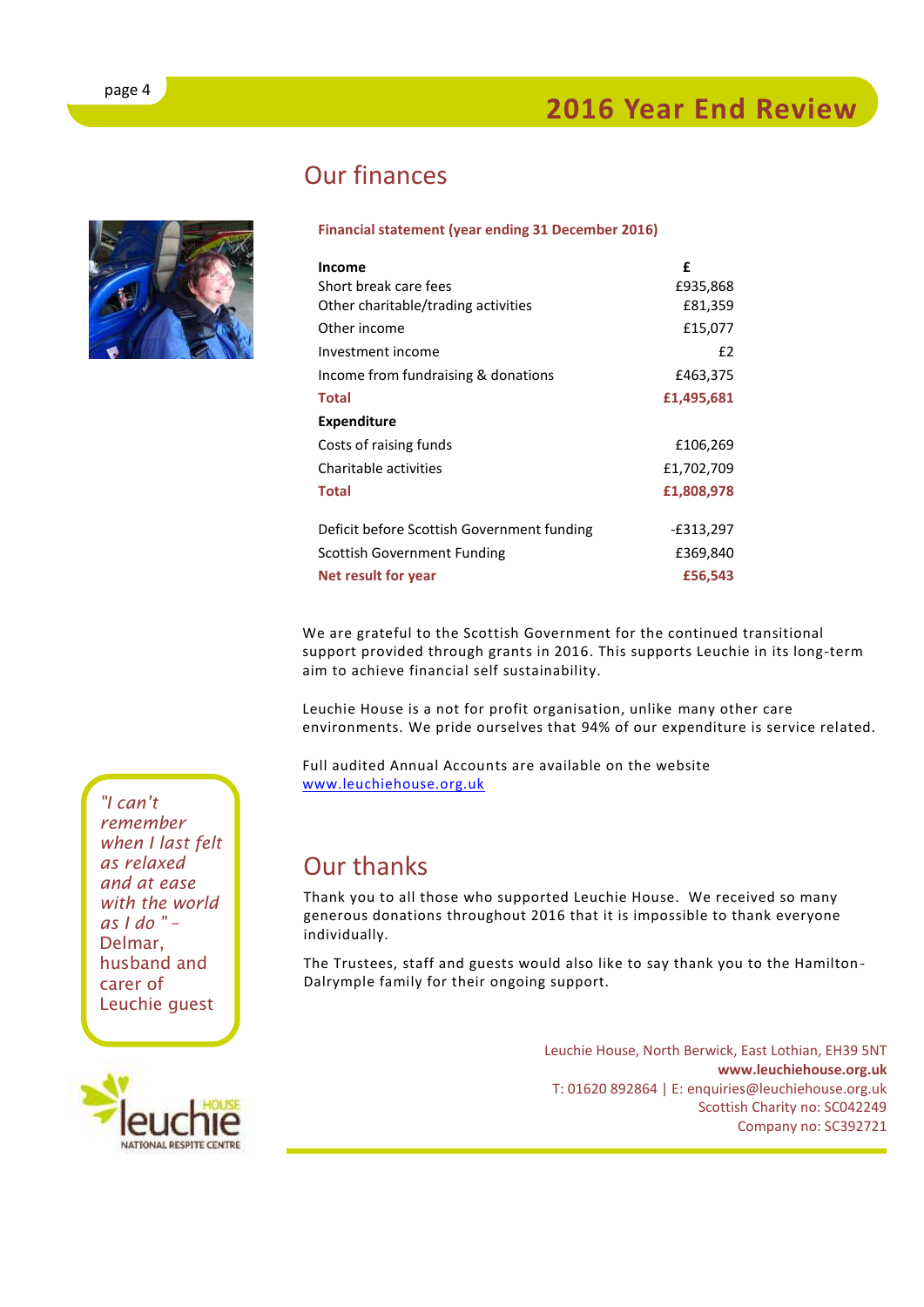## Our finances

**Financial statement (year ending 31 December 2016)**

| | |
|---|---|
| **Income** | **£** |
| Short break care fees | £935,868 |
| Other charitable/trading activities | £81,359 |
| Other income | £15,077 |
| Investment income | £2 |
| Income from fundraising & donations | £463,375 |
| **Total** | **£1,495,681** |
| **Expenditure** | |
| Costs of raising funds | £106,269 |
| Charitable activities | £1,702,709 |
| **Total** | **£1,808,978** |
| Deficit before Scottish Government funding | -£313,297 |
| Scottish Government Funding | £369,840 |
| **Net result for year** | **£56,543** |

We are grateful to the Scottish Government for the continued transitional support provided through grants in 2016. This supports Leuchie in its long-term aim to achieve financial self sustainability.

Leuchie House is a not for profit organisation, unlike many other care environments. We pride ourselves that 94% of our expenditure is service related.

Full audited Annual Accounts are available on the website www.leuchiehouse.org.uk

*"I can't remember when I last felt as relaxed and at ease with the world as I do "* – Delmar, husband and carer of Leuchie guest

## Our thanks

Thank you to all those who supported Leuchie House. We received so many generous donations throughout 2016 that it is impossible to thank everyone individually.

The Trustees, staff and guests would also like to say thank you to the Hamilton-Dalrymple family for their ongoing support.

Leuchie House, North Berwick, East Lothian, EH39 5NT
**www.leuchiehouse.org.uk**
T: 01620 892864 | E: enquiries@leuchiehouse.org.uk
Scottish Charity no: SC042249
Company no: SC392721